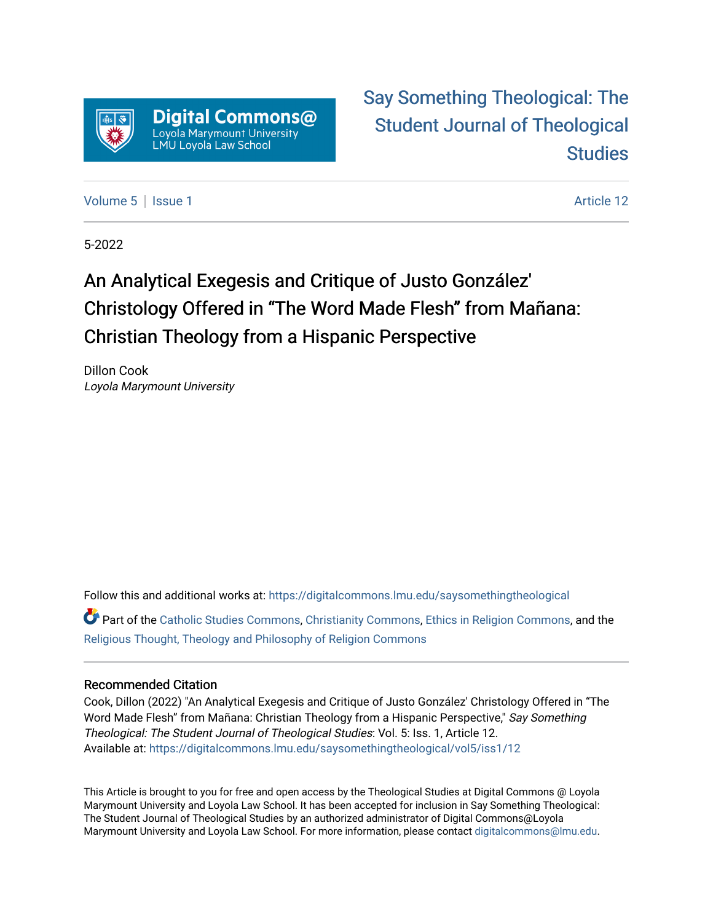Digital Commons@ Loyola Marymount University LMU Loyola Law School

Say Something Theological: The Student Journal of Theological Studies

Volume 5 | Issue 1 Article 12

5-2022

# An Analytical Exegesis and Critique of Justo González' Christology Offered in "The Word Made Flesh" from Mañana: Christian Theology from a Hispanic Perspective

Dillon Cook
*Loyola Marymount University*

Follow this and additional works at: https://digitalcommons.lmu.edu/saysomethingtheological

Part of the Catholic Studies Commons, Christianity Commons, Ethics in Religion Commons, and the Religious Thought, Theology and Philosophy of Religion Commons

## Recommended Citation

Cook, Dillon (2022) "An Analytical Exegesis and Critique of Justo González' Christology Offered in "The Word Made Flesh" from Mañana: Christian Theology from a Hispanic Perspective," *Say Something Theological: The Student Journal of Theological Studies*: Vol. 5: Iss. 1, Article 12.
Available at: https://digitalcommons.lmu.edu/saysomethingtheological/vol5/iss1/12

This Article is brought to you for free and open access by the Theological Studies at Digital Commons @ Loyola Marymount University and Loyola Law School. It has been accepted for inclusion in Say Something Theological: The Student Journal of Theological Studies by an authorized administrator of Digital Commons@Loyola Marymount University and Loyola Law School. For more information, please contact digitalcommons@lmu.edu.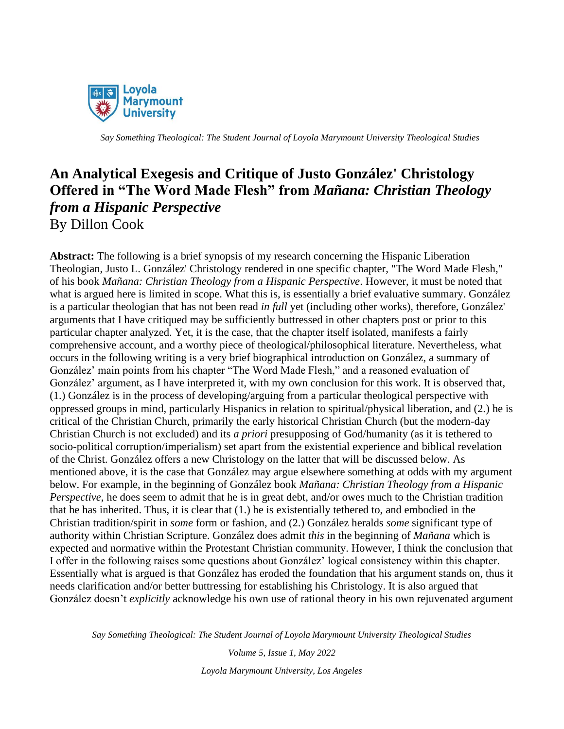# An Analytical Exegesis and Critique of Justo González' Christology Offered in "The Word Made Flesh" from *Mañana: Christian Theology from a Hispanic Perspective*

By Dillon Cook

**Abstract:** The following is a brief synopsis of my research concerning the Hispanic Liberation Theologian, Justo L. González' Christology rendered in one specific chapter, "The Word Made Flesh," of his book *Mañana: Christian Theology from a Hispanic Perspective*. However, it must be noted that what is argued here is limited in scope. What this is, is essentially a brief evaluative summary. González is a particular theologian that has not been read *in full* yet (including other works), therefore, González' arguments that I have critiqued may be sufficiently buttressed in other chapters post or prior to this particular chapter analyzed. Yet, it is the case, that the chapter itself isolated, manifests a fairly comprehensive account, and a worthy piece of theological/philosophical literature. Nevertheless, what occurs in the following writing is a very brief biographical introduction on González, a summary of González' main points from his chapter "The Word Made Flesh," and a reasoned evaluation of González' argument, as I have interpreted it, with my own conclusion for this work. It is observed that, (1.) González is in the process of developing/arguing from a particular theological perspective with oppressed groups in mind, particularly Hispanics in relation to spiritual/physical liberation, and (2.) he is critical of the Christian Church, primarily the early historical Christian Church (but the modern-day Christian Church is not excluded) and its *a priori* presupposing of God/humanity (as it is tethered to socio-political corruption/imperialism) set apart from the existential experience and biblical revelation of the Christ. González offers a new Christology on the latter that will be discussed below. As mentioned above, it is the case that González may argue elsewhere something at odds with my argument below. For example, in the beginning of González book *Mañana: Christian Theology from a Hispanic Perspective*, he does seem to admit that he is in great debt, and/or owes much to the Christian tradition that he has inherited. Thus, it is clear that (1.) he is existentially tethered to, and embodied in the Christian tradition/spirit in *some* form or fashion, and (2.) González heralds *some* significant type of authority within Christian Scripture. González does admit *this* in the beginning of *Mañana* which is expected and normative within the Protestant Christian community. However, I think the conclusion that I offer in the following raises some questions about González' logical consistency within this chapter. Essentially what is argued is that González has eroded the foundation that his argument stands on, thus it needs clarification and/or better buttressing for establishing his Christology. It is also argued that González doesn't *explicitly* acknowledge his own use of rational theory in his own rejuvenated argument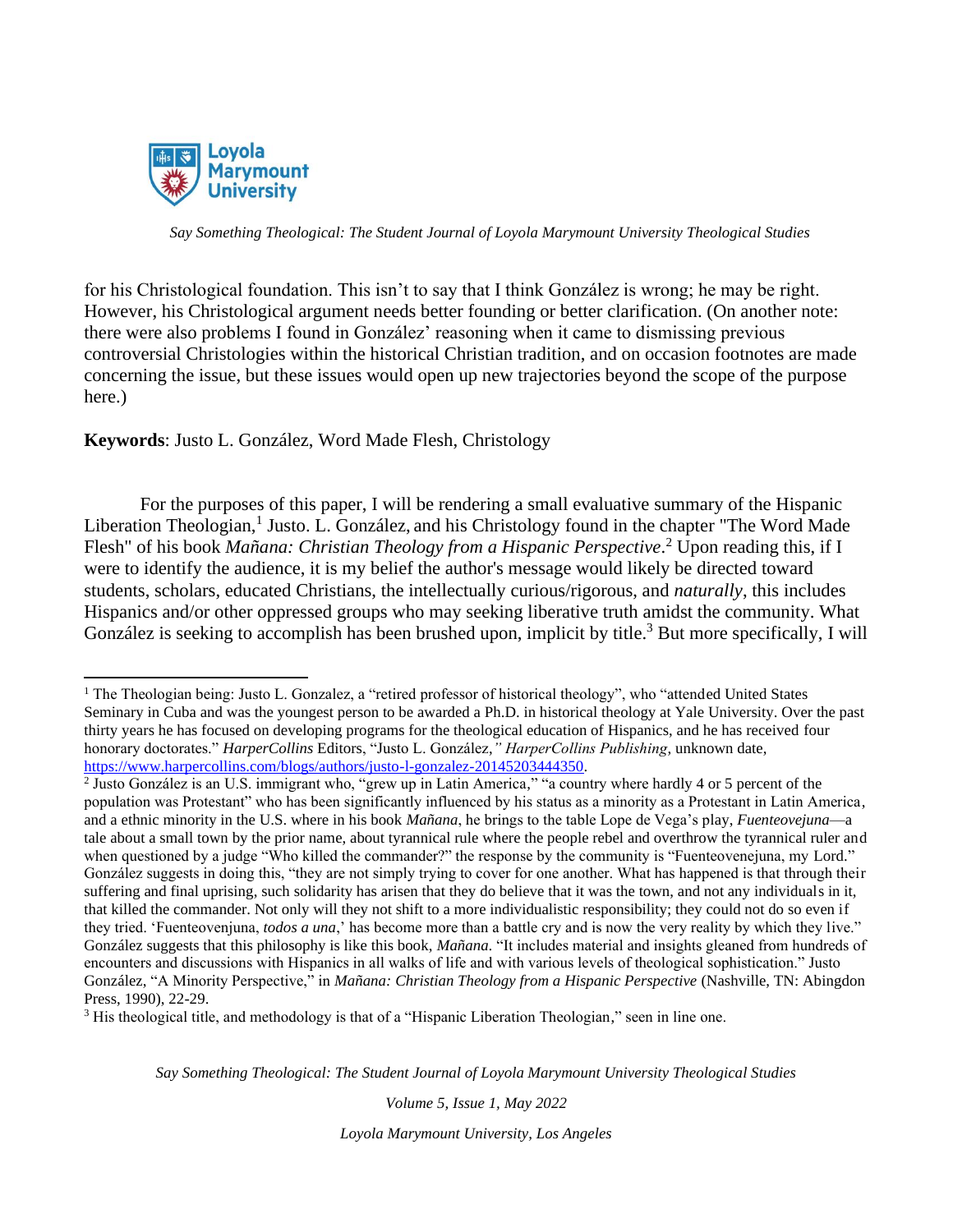for his Christological foundation. This isn't to say that I think González is wrong; he may be right. However, his Christological argument needs better founding or better clarification. (On another note: there were also problems I found in González' reasoning when it came to dismissing previous controversial Christologies within the historical Christian tradition, and on occasion footnotes are made concerning the issue, but these issues would open up new trajectories beyond the scope of the purpose here.)

**Keywords**: Justo L. González, Word Made Flesh, Christology

For the purposes of this paper, I will be rendering a small evaluative summary of the Hispanic Liberation Theologian,[1] Justo. L. González, and his Christology found in the chapter "The Word Made Flesh" of his book *Mañana: Christian Theology from a Hispanic Perspective*.[2] Upon reading this, if I were to identify the audience, it is my belief the author's message would likely be directed toward students, scholars, educated Christians, the intellectually curious/rigorous, and *naturally*, this includes Hispanics and/or other oppressed groups who may seeking liberative truth amidst the community. What González is seeking to accomplish has been brushed upon, implicit by title.[3] But more specifically, I will

---

[1] The Theologian being: Justo L. Gonzalez, a "retired professor of historical theology", who "attended United States Seminary in Cuba and was the youngest person to be awarded a Ph.D. in historical theology at Yale University. Over the past thirty years he has focused on developing programs for the theological education of Hispanics, and he has received four honorary doctorates." *HarperCollins* Editors, "Justo L. González,*" HarperCollins Publishing,* unknown date, https://www.harpercollins.com/blogs/authors/justo-l-gonzalez-20145203444350.

[2] Justo González is an U.S. immigrant who, "grew up in Latin America," "a country where hardly 4 or 5 percent of the population was Protestant" who has been significantly influenced by his status as a minority as a Protestant in Latin America, and a ethnic minority in the U.S. where in his book *Mañana*, he brings to the table Lope de Vega's play, *Fuenteovejuna*—a tale about a small town by the prior name, about tyrannical rule where the people rebel and overthrow the tyrannical ruler and when questioned by a judge "Who killed the commander?" the response by the community is "Fuenteovenejuna, my Lord." González suggests in doing this, "they are not simply trying to cover for one another. What has happened is that through their suffering and final uprising, such solidarity has arisen that they do believe that it was the town, and not any individuals in it, that killed the commander. Not only will they not shift to a more individualistic responsibility; they could not do so even if they tried. 'Fuenteovenjuna, *todos a una*,' has become more than a battle cry and is now the very reality by which they live." González suggests that this philosophy is like this book, *Mañana*. "It includes material and insights gleaned from hundreds of encounters and discussions with Hispanics in all walks of life and with various levels of theological sophistication." Justo González, "A Minority Perspective," in *Mañana: Christian Theology from a Hispanic Perspective* (Nashville, TN: Abingdon Press, 1990), 22-29.

[3] His theological title, and methodology is that of a "Hispanic Liberation Theologian," seen in line one.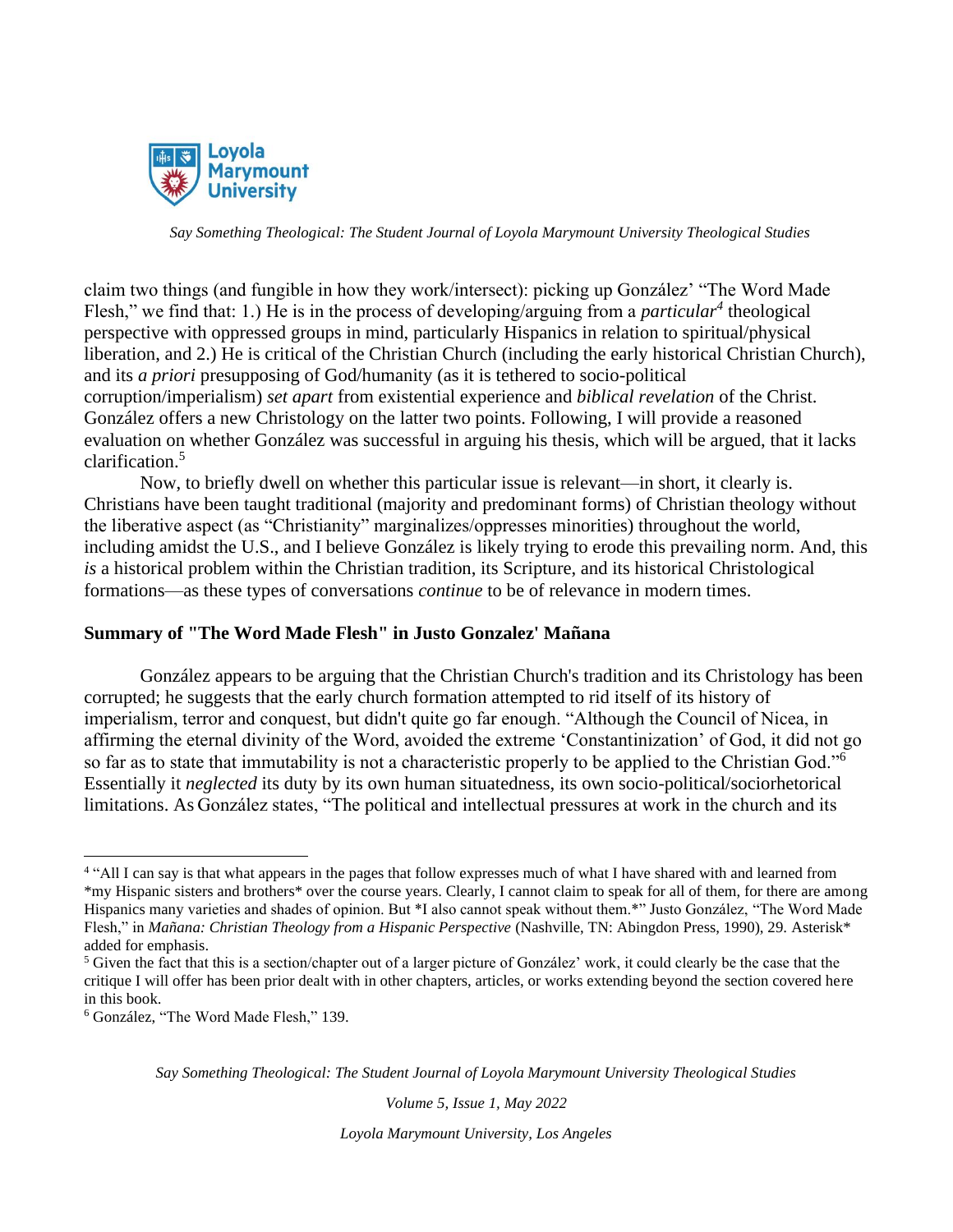claim two things (and fungible in how they work/intersect): picking up González' "The Word Made Flesh," we find that: 1.) He is in the process of developing/arguing from a *particular*[4] theological perspective with oppressed groups in mind, particularly Hispanics in relation to spiritual/physical liberation, and 2.) He is critical of the Christian Church (including the early historical Christian Church), and its *a priori* presupposing of God/humanity (as it is tethered to socio-political corruption/imperialism) *set apart* from existential experience and *biblical revelation* of the Christ. González offers a new Christology on the latter two points. Following, I will provide a reasoned evaluation on whether González was successful in arguing his thesis, which will be argued, that it lacks clarification.[5]

Now, to briefly dwell on whether this particular issue is relevant—in short, it clearly is. Christians have been taught traditional (majority and predominant forms) of Christian theology without the liberative aspect (as "Christianity" marginalizes/oppresses minorities) throughout the world, including amidst the U.S., and I believe González is likely trying to erode this prevailing norm. And, this *is* a historical problem within the Christian tradition, its Scripture, and its historical Christological formations—as these types of conversations *continue* to be of relevance in modern times.

## Summary of "The Word Made Flesh" in Justo Gonzalez' Mañana

González appears to be arguing that the Christian Church's tradition and its Christology has been corrupted; he suggests that the early church formation attempted to rid itself of its history of imperialism, terror and conquest, but didn't quite go far enough. "Although the Council of Nicea, in affirming the eternal divinity of the Word, avoided the extreme 'Constantinization' of God, it did not go so far as to state that immutability is not a characteristic properly to be applied to the Christian God."[6] Essentially it *neglected* its duty by its own human situatedness, its own socio-political/sociorhetorical limitations. As González states, "The political and intellectual pressures at work in the church and its

---

[4] "All I can say is that what appears in the pages that follow expresses much of what I have shared with and learned from *my Hispanic sisters and brothers* over the course years. Clearly, I cannot claim to speak for all of them, for there are among Hispanics many varieties and shades of opinion. But *I also cannot speak without them.*" Justo González, "The Word Made Flesh," in *Mañana: Christian Theology from a Hispanic Perspective* (Nashville, TN: Abingdon Press, 1990), 29. Asterisk* added for emphasis.

[5] Given the fact that this is a section/chapter out of a larger picture of González' work, it could clearly be the case that the critique I will offer has been prior dealt with in other chapters, articles, or works extending beyond the section covered here in this book.

[6] González, "The Word Made Flesh," 139.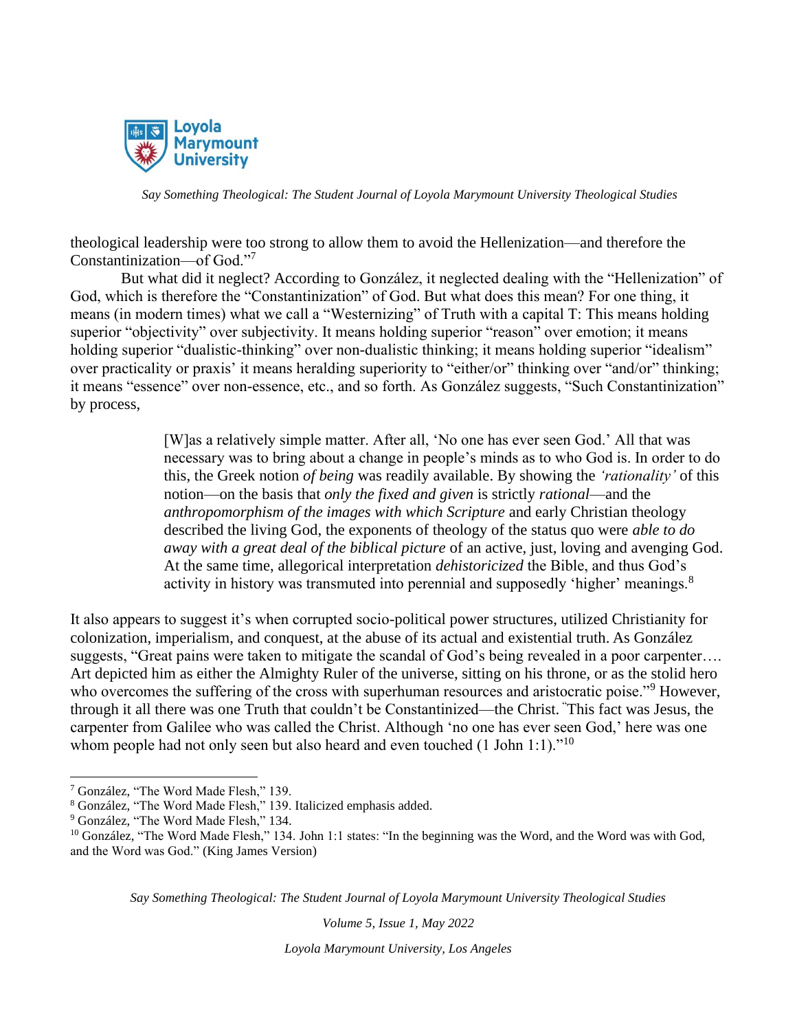theological leadership were too strong to allow them to avoid the Hellenization—and therefore the Constantinization—of God."[7]

But what did it neglect? According to González, it neglected dealing with the "Hellenization" of God, which is therefore the "Constantinization" of God. But what does this mean? For one thing, it means (in modern times) what we call a "Westernizing" of Truth with a capital T: This means holding superior "objectivity" over subjectivity. It means holding superior "reason" over emotion; it means holding superior "dualistic-thinking" over non-dualistic thinking; it means holding superior "idealism" over practicality or praxis' it means heralding superiority to "either/or" thinking over "and/or" thinking; it means "essence" over non-essence, etc., and so forth. As González suggests, "Such Constantinization" by process,

> [W]as a relatively simple matter. After all, 'No one has ever seen God.' All that was necessary was to bring about a change in people's minds as to who God is. In order to do this, the Greek notion *of being* was readily available. By showing the *'rationality'* of this notion—on the basis that *only the fixed and given* is strictly *rational*—and the *anthropomorphism of the images with which Scripture* and early Christian theology described the living God, the exponents of theology of the status quo were *able to do away with a great deal of the biblical picture* of an active, just, loving and avenging God. At the same time, allegorical interpretation *dehistoricized* the Bible, and thus God's activity in history was transmuted into perennial and supposedly 'higher' meanings.[8]

It also appears to suggest it's when corrupted socio-political power structures, utilized Christianity for colonization, imperialism, and conquest, at the abuse of its actual and existential truth. As González suggests, "Great pains were taken to mitigate the scandal of God's being revealed in a poor carpenter…. Art depicted him as either the Almighty Ruler of the universe, sitting on his throne, or as the stolid hero who overcomes the suffering of the cross with superhuman resources and aristocratic poise."[9] However, through it all there was one Truth that couldn't be Constantinized—the Christ. "This fact was Jesus, the carpenter from Galilee who was called the Christ. Although 'no one has ever seen God,' here was one whom people had not only seen but also heard and even touched (1 John 1:1)."[10]

---

[7] González, "The Word Made Flesh," 139.

[8] González, "The Word Made Flesh," 139. Italicized emphasis added.

[9] González, "The Word Made Flesh," 134.

[10] González, "The Word Made Flesh," 134. John 1:1 states: "In the beginning was the Word, and the Word was with God, and the Word was God." (King James Version)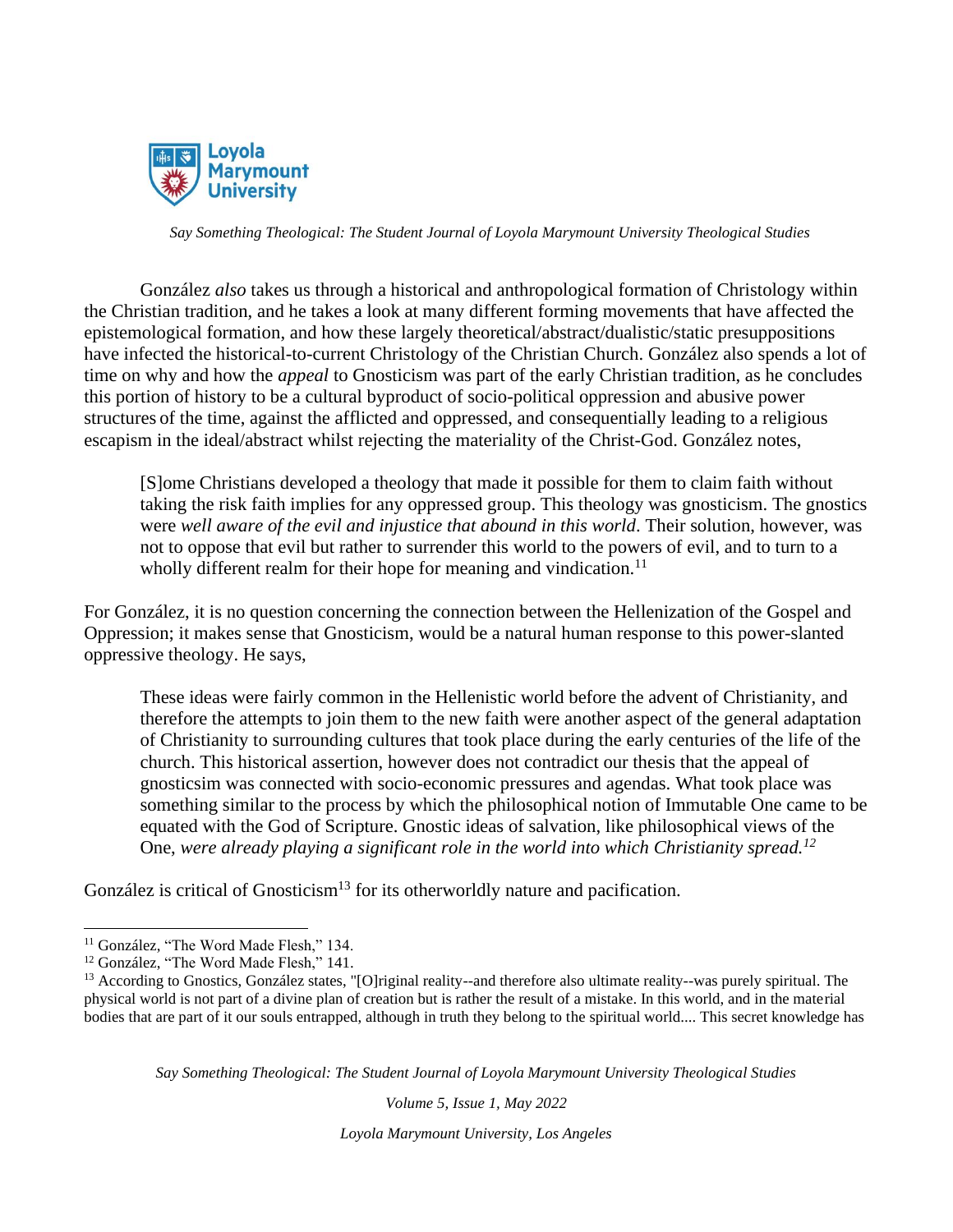González *also* takes us through a historical and anthropological formation of Christology within the Christian tradition, and he takes a look at many different forming movements that have affected the epistemological formation, and how these largely theoretical/abstract/dualistic/static presuppositions have infected the historical-to-current Christology of the Christian Church. González also spends a lot of time on why and how the *appeal* to Gnosticism was part of the early Christian tradition, as he concludes this portion of history to be a cultural byproduct of socio-political oppression and abusive power structures of the time, against the afflicted and oppressed, and consequentially leading to a religious escapism in the ideal/abstract whilst rejecting the materiality of the Christ-God. González notes,

> [S]ome Christians developed a theology that made it possible for them to claim faith without taking the risk faith implies for any oppressed group. This theology was gnosticism. The gnostics were *well aware of the evil and injustice that abound in this world*. Their solution, however, was not to oppose that evil but rather to surrender this world to the powers of evil, and to turn to a wholly different realm for their hope for meaning and vindication.[11]

For González, it is no question concerning the connection between the Hellenization of the Gospel and Oppression; it makes sense that Gnosticism, would be a natural human response to this power-slanted oppressive theology. He says,

> These ideas were fairly common in the Hellenistic world before the advent of Christianity, and therefore the attempts to join them to the new faith were another aspect of the general adaptation of Christianity to surrounding cultures that took place during the early centuries of the life of the church. This historical assertion, however does not contradict our thesis that the appeal of gnosticsim was connected with socio-economic pressures and agendas. What took place was something similar to the process by which the philosophical notion of Immutable One came to be equated with the God of Scripture. Gnostic ideas of salvation, like philosophical views of the One, *were already playing a significant role in the world into which Christianity spread.[12]*

González is critical of Gnosticism[13] for its otherworldly nature and pacification.

---

[11] González, "The Word Made Flesh," 134.

[12] González, "The Word Made Flesh," 141.

[13] According to Gnostics, González states, "[O]riginal reality--and therefore also ultimate reality--was purely spiritual. The physical world is not part of a divine plan of creation but is rather the result of a mistake. In this world, and in the material bodies that are part of it our souls entrapped, although in truth they belong to the spiritual world.... This secret knowledge has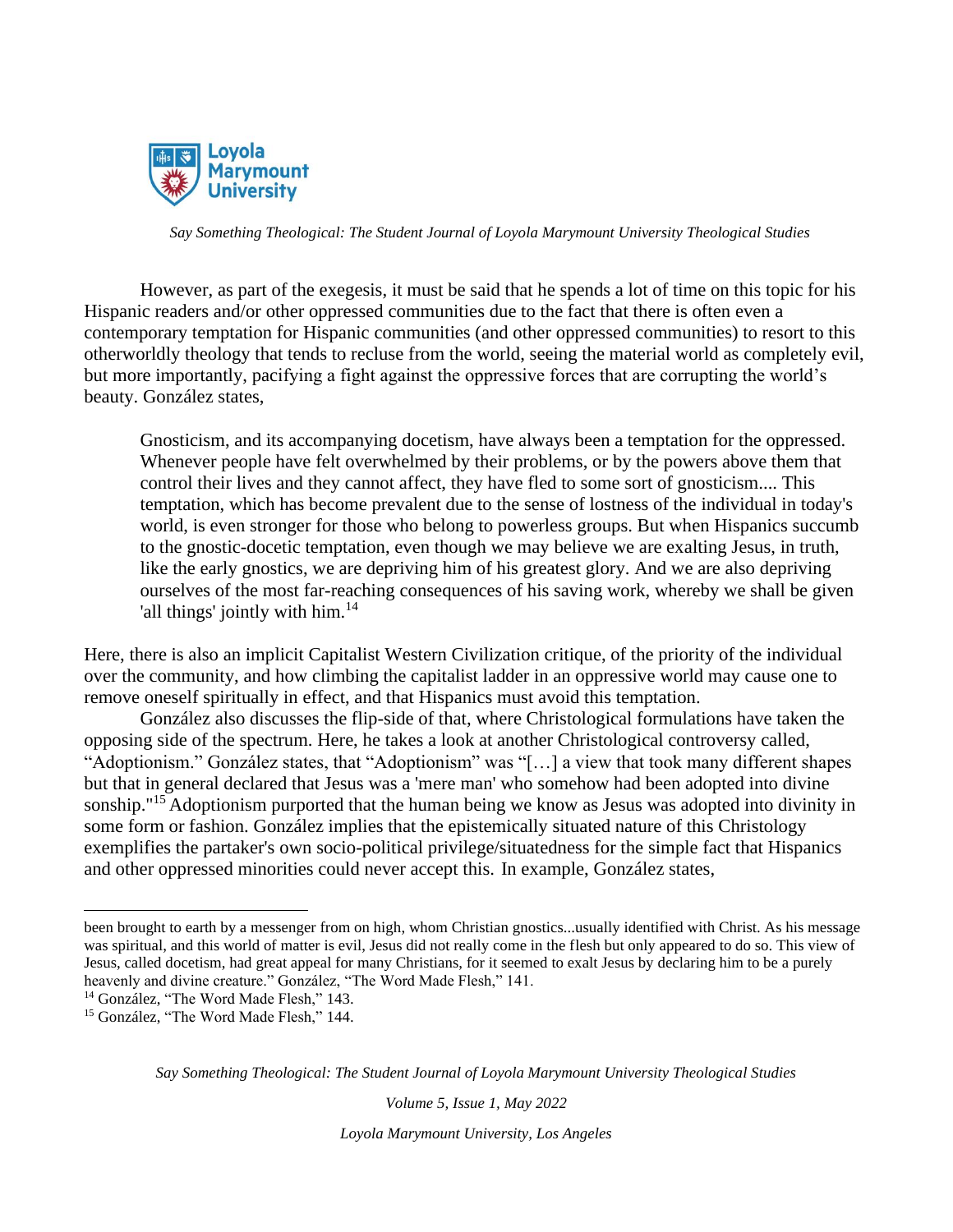However, as part of the exegesis, it must be said that he spends a lot of time on this topic for his Hispanic readers and/or other oppressed communities due to the fact that there is often even a contemporary temptation for Hispanic communities (and other oppressed communities) to resort to this otherworldly theology that tends to recluse from the world, seeing the material world as completely evil, but more importantly, pacifying a fight against the oppressive forces that are corrupting the world's beauty. González states,

> Gnosticism, and its accompanying docetism, have always been a temptation for the oppressed. Whenever people have felt overwhelmed by their problems, or by the powers above them that control their lives and they cannot affect, they have fled to some sort of gnosticism.... This temptation, which has become prevalent due to the sense of lostness of the individual in today's world, is even stronger for those who belong to powerless groups. But when Hispanics succumb to the gnostic-docetic temptation, even though we may believe we are exalting Jesus, in truth, like the early gnostics, we are depriving him of his greatest glory. And we are also depriving ourselves of the most far-reaching consequences of his saving work, whereby we shall be given 'all things' jointly with him.[14]

Here, there is also an implicit Capitalist Western Civilization critique, of the priority of the individual over the community, and how climbing the capitalist ladder in an oppressive world may cause one to remove oneself spiritually in effect, and that Hispanics must avoid this temptation.

González also discusses the flip-side of that, where Christological formulations have taken the opposing side of the spectrum. Here, he takes a look at another Christological controversy called, "Adoptionism." González states, that "Adoptionism" was "[…] a view that took many different shapes but that in general declared that Jesus was a 'mere man' who somehow had been adopted into divine sonship."[15] Adoptionism purported that the human being we know as Jesus was adopted into divinity in some form or fashion. González implies that the epistemically situated nature of this Christology exemplifies the partaker's own socio-political privilege/situatedness for the simple fact that Hispanics and other oppressed minorities could never accept this. In example, González states,

---

been brought to earth by a messenger from on high, whom Christian gnostics...usually identified with Christ. As his message was spiritual, and this world of matter is evil, Jesus did not really come in the flesh but only appeared to do so. This view of Jesus, called docetism, had great appeal for many Christians, for it seemed to exalt Jesus by declaring him to be a purely heavenly and divine creature." González, "The Word Made Flesh," 141.

[14] González, "The Word Made Flesh," 143.

[15] González, "The Word Made Flesh," 144.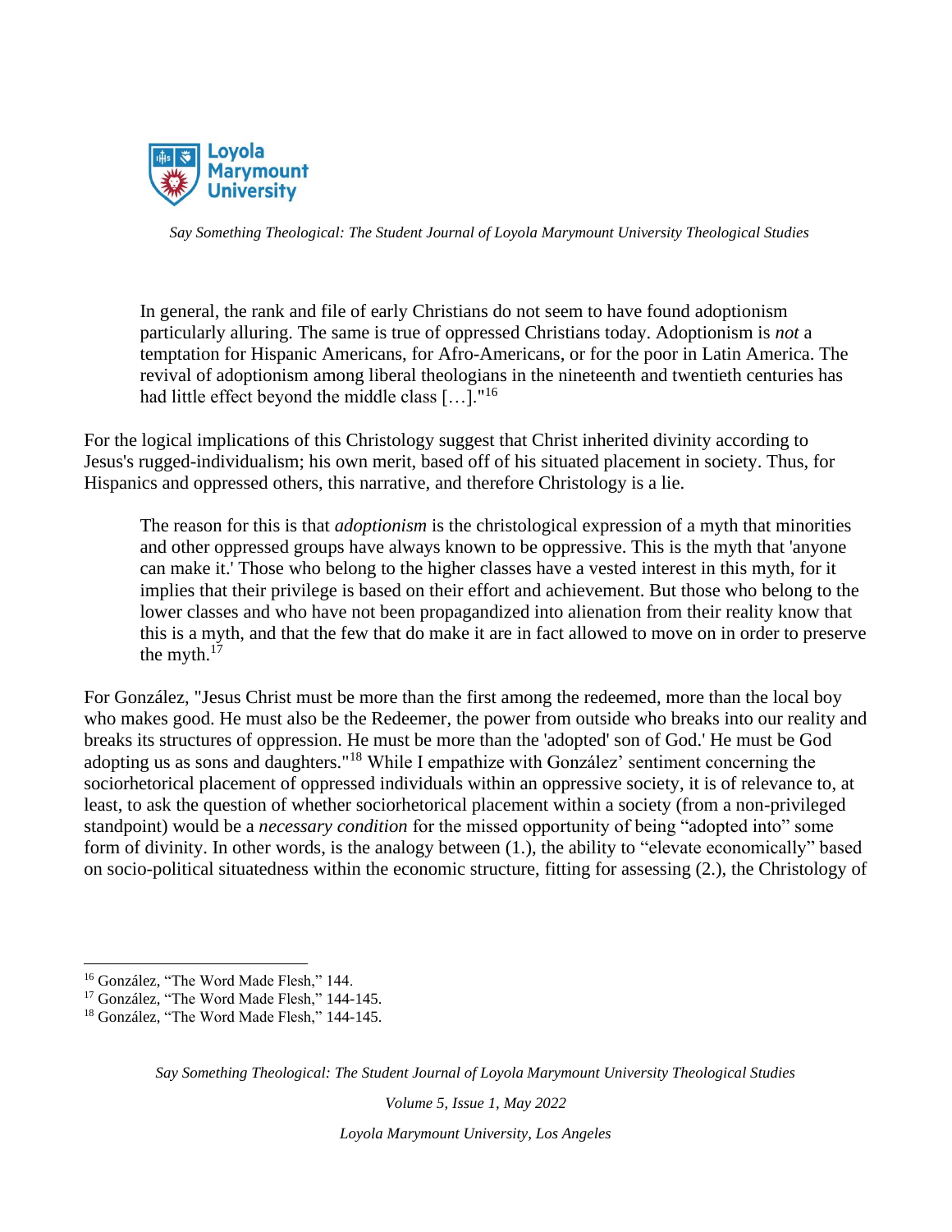> In general, the rank and file of early Christians do not seem to have found adoptionism particularly alluring. The same is true of oppressed Christians today. Adoptionism is *not* a temptation for Hispanic Americans, for Afro-Americans, or for the poor in Latin America. The revival of adoptionism among liberal theologians in the nineteenth and twentieth centuries has had little effect beyond the middle class […]."[16]

For the logical implications of this Christology suggest that Christ inherited divinity according to Jesus's rugged-individualism; his own merit, based off of his situated placement in society. Thus, for Hispanics and oppressed others, this narrative, and therefore Christology is a lie.

> The reason for this is that *adoptionism* is the christological expression of a myth that minorities and other oppressed groups have always known to be oppressive. This is the myth that 'anyone can make it.' Those who belong to the higher classes have a vested interest in this myth, for it implies that their privilege is based on their effort and achievement. But those who belong to the lower classes and who have not been propagandized into alienation from their reality know that this is a myth, and that the few that do make it are in fact allowed to move on in order to preserve the myth.[17]

For González, "Jesus Christ must be more than the first among the redeemed, more than the local boy who makes good. He must also be the Redeemer, the power from outside who breaks into our reality and breaks its structures of oppression. He must be more than the 'adopted' son of God.' He must be God adopting us as sons and daughters."[18] While I empathize with González' sentiment concerning the sociorhetorical placement of oppressed individuals within an oppressive society, it is of relevance to, at least, to ask the question of whether sociorhetorical placement within a society (from a non-privileged standpoint) would be a *necessary condition* for the missed opportunity of being "adopted into" some form of divinity. In other words, is the analogy between (1.), the ability to "elevate economically" based on socio-political situatedness within the economic structure, fitting for assessing (2.), the Christology of

---

[16] González, "The Word Made Flesh," 144.

[17] González, "The Word Made Flesh," 144-145.

[18] González, "The Word Made Flesh," 144-145.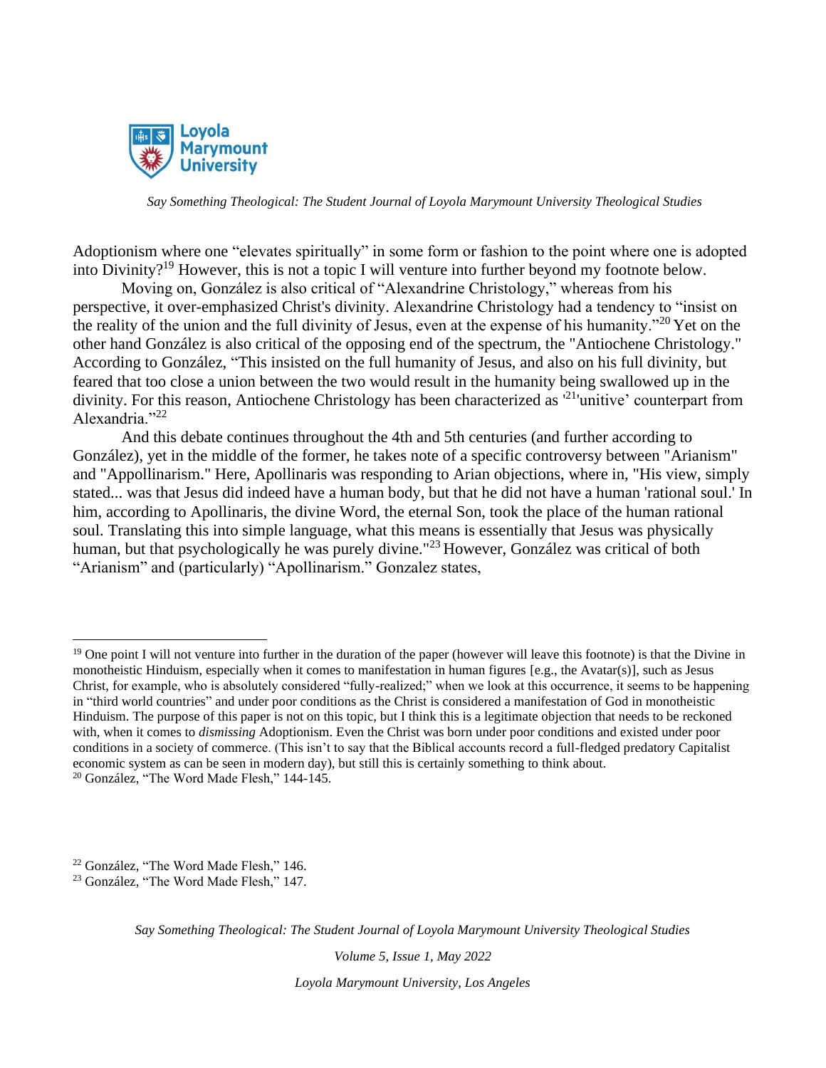Adoptionism where one "elevates spiritually" in some form or fashion to the point where one is adopted into Divinity?[19] However, this is not a topic I will venture into further beyond my footnote below.

Moving on, González is also critical of "Alexandrine Christology," whereas from his perspective, it over-emphasized Christ's divinity. Alexandrine Christology had a tendency to "insist on the reality of the union and the full divinity of Jesus, even at the expense of his humanity."[20] Yet on the other hand González is also critical of the opposing end of the spectrum, the "Antiochene Christology." According to González, "This insisted on the full humanity of Jesus, and also on his full divinity, but feared that too close a union between the two would result in the humanity being swallowed up in the divinity. For this reason, Antiochene Christology has been characterized as '[21]'unitive' counterpart from Alexandria."[22]

And this debate continues throughout the 4th and 5th centuries (and further according to González), yet in the middle of the former, he takes note of a specific controversy between "Arianism" and "Appollinarism." Here, Apollinaris was responding to Arian objections, where in, "His view, simply stated... was that Jesus did indeed have a human body, but that he did not have a human 'rational soul.' In him, according to Apollinaris, the divine Word, the eternal Son, took the place of the human rational soul. Translating this into simple language, what this means is essentially that Jesus was physically human, but that psychologically he was purely divine."[23] However, González was critical of both "Arianism" and (particularly) "Apollinarism." Gonzalez states,

---

[19] One point I will not venture into further in the duration of the paper (however will leave this footnote) is that the Divine in monotheistic Hinduism, especially when it comes to manifestation in human figures [e.g., the Avatar(s)], such as Jesus Christ, for example, who is absolutely considered "fully-realized;" when we look at this occurrence, it seems to be happening in "third world countries" and under poor conditions as the Christ is considered a manifestation of God in monotheistic Hinduism. The purpose of this paper is not on this topic, but I think this is a legitimate objection that needs to be reckoned with, when it comes to *dismissing* Adoptionism. Even the Christ was born under poor conditions and existed under poor conditions in a society of commerce. (This isn't to say that the Biblical accounts record a full-fledged predatory Capitalist economic system as can be seen in modern day), but still this is certainly something to think about.

[20] González, "The Word Made Flesh," 144-145.

[22] González, "The Word Made Flesh," 146.

[23] González, "The Word Made Flesh," 147.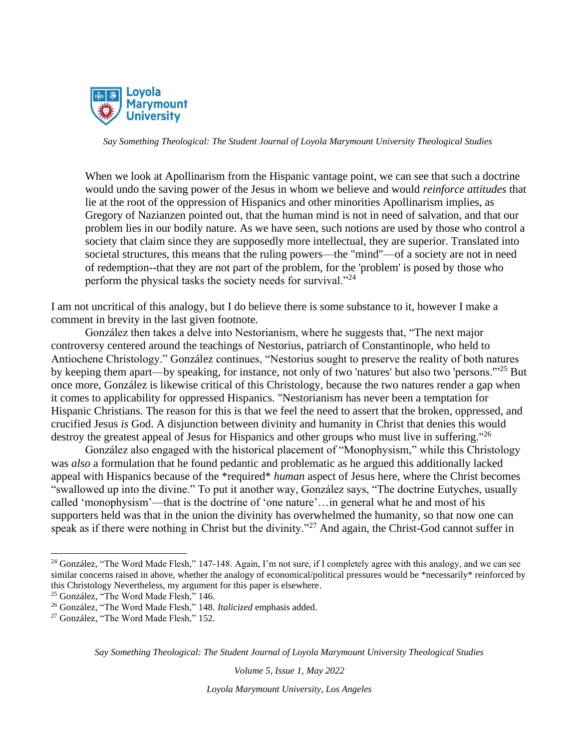> When we look at Apollinarism from the Hispanic vantage point, we can see that such a doctrine would undo the saving power of the Jesus in whom we believe and would *reinforce attitudes* that lie at the root of the oppression of Hispanics and other minorities Apollinarism implies, as Gregory of Nazianzen pointed out, that the human mind is not in need of salvation, and that our problem lies in our bodily nature. As we have seen, such notions are used by those who control a society that claim since they are supposedly more intellectual, they are superior. Translated into societal structures, this means that the ruling powers—the "mind"—of a society are not in need of redemption--that they are not part of the problem, for the 'problem' is posed by those who perform the physical tasks the society needs for survival."[24]

I am not uncritical of this analogy, but I do believe there is some substance to it, however I make a comment in brevity in the last given footnote.

González then takes a delve into Nestorianism, where he suggests that, "The next major controversy centered around the teachings of Nestorius, patriarch of Constantinople, who held to Antiochene Christology." González continues, "Nestorius sought to preserve the reality of both natures by keeping them apart—by speaking, for instance, not only of two 'natures' but also two 'persons.'"[25] But once more, González is likewise critical of this Christology, because the two natures render a gap when it comes to applicability for oppressed Hispanics. "Nestorianism has never been a temptation for Hispanic Christians. The reason for this is that we feel the need to assert that the broken, oppressed, and crucified Jesus *is* God. A disjunction between divinity and humanity in Christ that denies this would destroy the greatest appeal of Jesus for Hispanics and other groups who must live in suffering."[26]

González also engaged with the historical placement of "Monophysism," while this Christology was *also* a formulation that he found pedantic and problematic as he argued this additionally lacked appeal with Hispanics because of the *required* *human* aspect of Jesus here, where the Christ becomes "swallowed up into the divine." To put it another way, González says, "The doctrine Eutyches, usually called 'monophysism'—that is the doctrine of 'one nature'…in general what he and most of his supporters held was that in the union the divinity has overwhelmed the humanity, so that now one can speak as if there were nothing in Christ but the divinity."[27] And again, the Christ-God cannot suffer in

---

[24] González, "The Word Made Flesh," 147-148. Again, I'm not sure, if I completely agree with this analogy, and we can see similar concerns raised in above, whether the analogy of economical/political pressures would be *necessarily* reinforced by this Christology Nevertheless, my argument for this paper is elsewhere.

[25] González, "The Word Made Flesh," 146.

[26] González, "The Word Made Flesh," 148. *Italicized* emphasis added.

[27] González, "The Word Made Flesh," 152.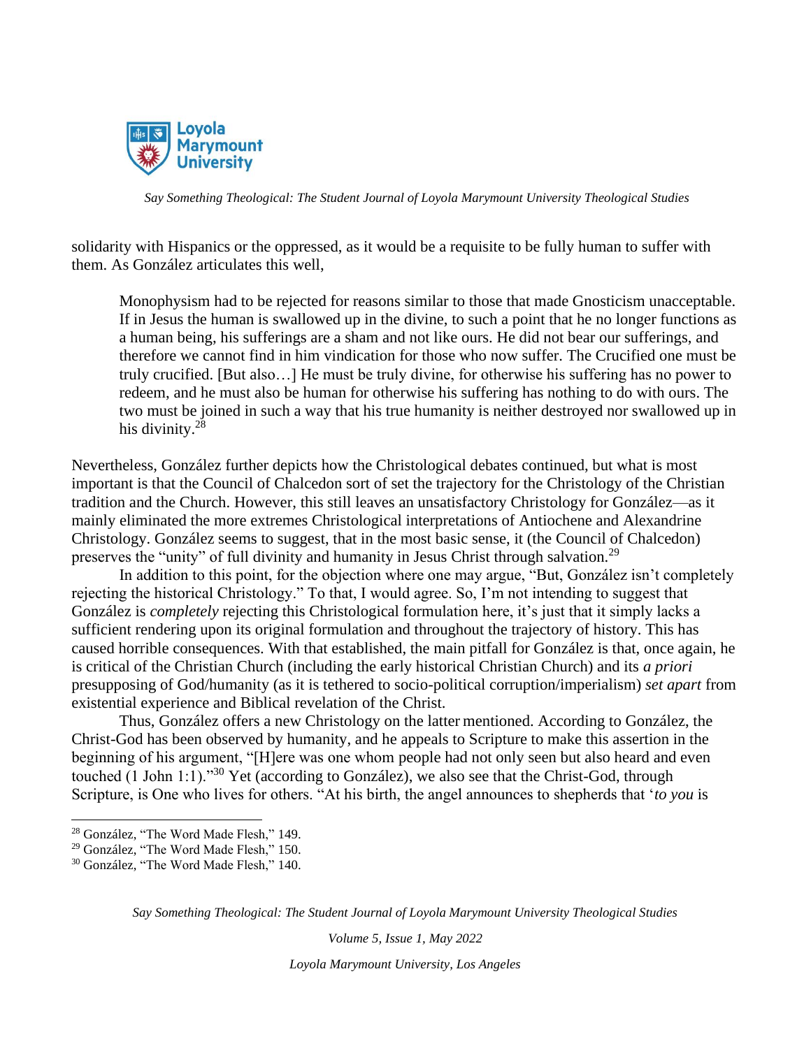solidarity with Hispanics or the oppressed, as it would be a requisite to be fully human to suffer with them. As González articulates this well,

> Monophysism had to be rejected for reasons similar to those that made Gnosticism unacceptable. If in Jesus the human is swallowed up in the divine, to such a point that he no longer functions as a human being, his sufferings are a sham and not like ours. He did not bear our sufferings, and therefore we cannot find in him vindication for those who now suffer. The Crucified one must be truly crucified. [But also…] He must be truly divine, for otherwise his suffering has no power to redeem, and he must also be human for otherwise his suffering has nothing to do with ours. The two must be joined in such a way that his true humanity is neither destroyed nor swallowed up in his divinity.[28]

Nevertheless, González further depicts how the Christological debates continued, but what is most important is that the Council of Chalcedon sort of set the trajectory for the Christology of the Christian tradition and the Church. However, this still leaves an unsatisfactory Christology for González—as it mainly eliminated the more extremes Christological interpretations of Antiochene and Alexandrine Christology. González seems to suggest, that in the most basic sense, it (the Council of Chalcedon) preserves the "unity" of full divinity and humanity in Jesus Christ through salvation.[29]

In addition to this point, for the objection where one may argue, "But, González isn't completely rejecting the historical Christology." To that, I would agree. So, I'm not intending to suggest that González is *completely* rejecting this Christological formulation here, it's just that it simply lacks a sufficient rendering upon its original formulation and throughout the trajectory of history. This has caused horrible consequences. With that established, the main pitfall for González is that, once again, he is critical of the Christian Church (including the early historical Christian Church) and its *a priori* presupposing of God/humanity (as it is tethered to socio-political corruption/imperialism) *set apart* from existential experience and Biblical revelation of the Christ.

Thus, González offers a new Christology on the latter mentioned. According to González, the Christ-God has been observed by humanity, and he appeals to Scripture to make this assertion in the beginning of his argument, "[H]ere was one whom people had not only seen but also heard and even touched (1 John 1:1)."[30] Yet (according to González), we also see that the Christ-God, through Scripture, is One who lives for others. "At his birth, the angel announces to shepherds that '*to you* is

---

[28] González, "The Word Made Flesh," 149.

[29] González, "The Word Made Flesh," 150.

[30] González, "The Word Made Flesh," 140.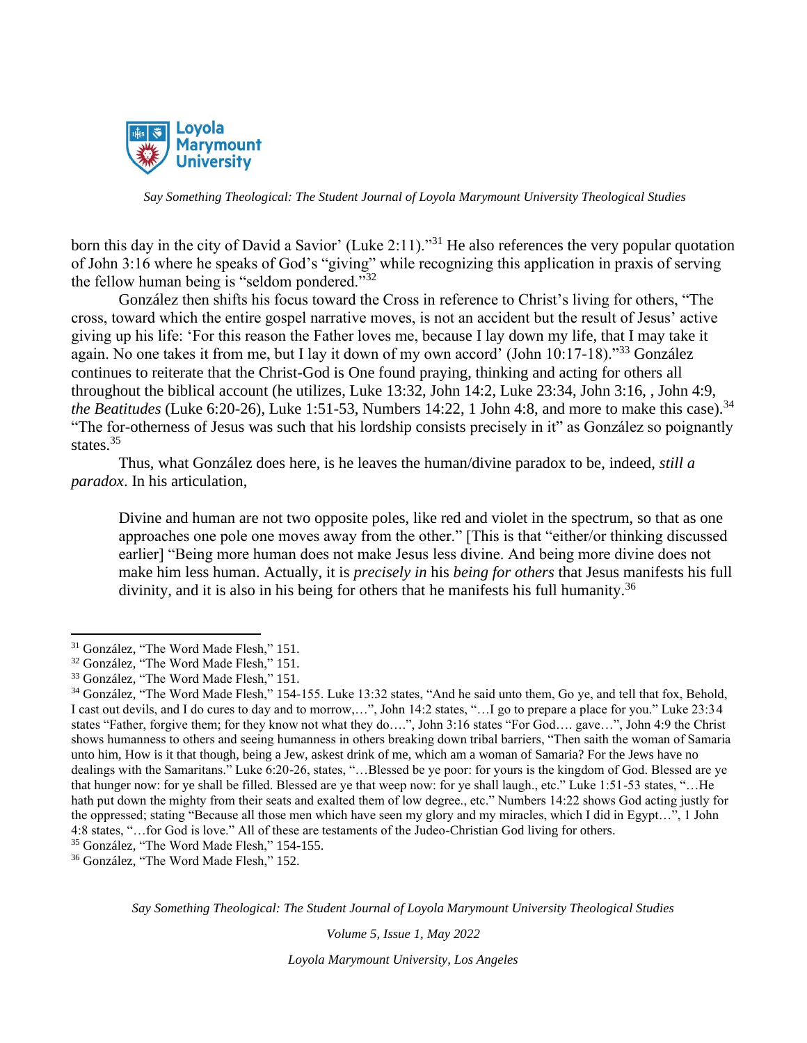born this day in the city of David a Savior' (Luke 2:11)."[31] He also references the very popular quotation of John 3:16 where he speaks of God's "giving" while recognizing this application in praxis of serving the fellow human being is "seldom pondered."[32]

González then shifts his focus toward the Cross in reference to Christ's living for others, "The cross, toward which the entire gospel narrative moves, is not an accident but the result of Jesus' active giving up his life: 'For this reason the Father loves me, because I lay down my life, that I may take it again. No one takes it from me, but I lay it down of my own accord' (John 10:17-18)."[33] González continues to reiterate that the Christ-God is One found praying, thinking and acting for others all throughout the biblical account (he utilizes, Luke 13:32, John 14:2, Luke 23:34, John 3:16, , John 4:9, *the Beatitudes* (Luke 6:20-26), Luke 1:51-53, Numbers 14:22, 1 John 4:8, and more to make this case).[34] "The for-otherness of Jesus was such that his lordship consists precisely in it" as González so poignantly states.[35]

Thus, what González does here, is he leaves the human/divine paradox to be, indeed, *still a paradox*. In his articulation,

> Divine and human are not two opposite poles, like red and violet in the spectrum, so that as one approaches one pole one moves away from the other." [This is that "either/or thinking discussed earlier] "Being more human does not make Jesus less divine. And being more divine does not make him less human. Actually, it is *precisely in* his *being for others* that Jesus manifests his full divinity, and it is also in his being for others that he manifests his full humanity.[36]

---

[31] González, "The Word Made Flesh," 151.

[32] González, "The Word Made Flesh," 151.

[33] González, "The Word Made Flesh," 151.

[34] González, "The Word Made Flesh," 154-155. Luke 13:32 states, "And he said unto them, Go ye, and tell that fox, Behold, I cast out devils, and I do cures to day and to morrow,…", John 14:2 states, "…I go to prepare a place for you." Luke 23:34 states "Father, forgive them; for they know not what they do….", John 3:16 states "For God…. gave…", John 4:9 the Christ shows humanness to others and seeing humanness in others breaking down tribal barriers, "Then saith the woman of Samaria unto him, How is it that though, being a Jew, askest drink of me, which am a woman of Samaria? For the Jews have no dealings with the Samaritans." Luke 6:20-26, states, "…Blessed be ye poor: for yours is the kingdom of God. Blessed are ye that hunger now: for ye shall be filled. Blessed are ye that weep now: for ye shall laugh., etc." Luke 1:51-53 states, "…He hath put down the mighty from their seats and exalted them of low degree., etc." Numbers 14:22 shows God acting justly for the oppressed; stating "Because all those men which have seen my glory and my miracles, which I did in Egypt…", 1 John 4:8 states, "…for God is love." All of these are testaments of the Judeo-Christian God living for others.

[35] González, "The Word Made Flesh," 154-155.

[36] González, "The Word Made Flesh," 152.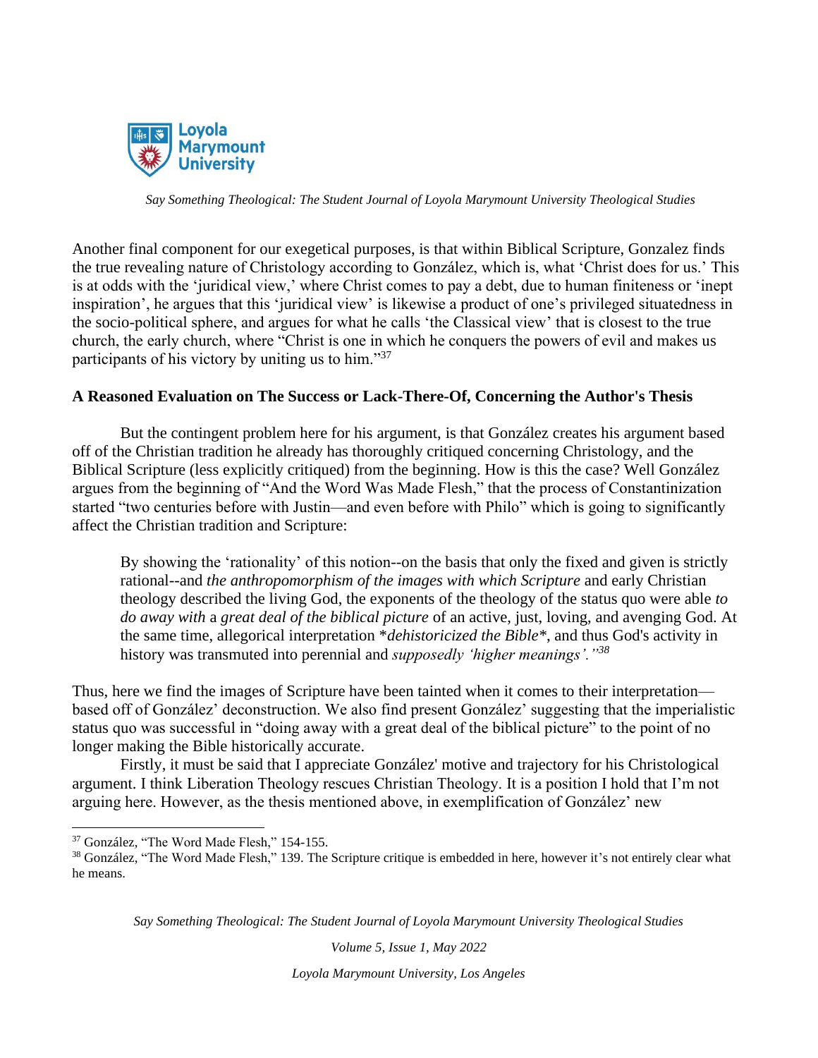Another final component for our exegetical purposes, is that within Biblical Scripture, Gonzalez finds the true revealing nature of Christology according to González, which is, what 'Christ does for us.' This is at odds with the 'juridical view,' where Christ comes to pay a debt, due to human finiteness or 'inept inspiration', he argues that this 'juridical view' is likewise a product of one's privileged situatedness in the socio-political sphere, and argues for what he calls 'the Classical view' that is closest to the true church, the early church, where "Christ is one in which he conquers the powers of evil and makes us participants of his victory by uniting us to him."[37]

### A Reasoned Evaluation on The Success or Lack-There-Of, Concerning the Author's Thesis

But the contingent problem here for his argument, is that González creates his argument based off of the Christian tradition he already has thoroughly critiqued concerning Christology, and the Biblical Scripture (less explicitly critiqued) from the beginning. How is this the case? Well González argues from the beginning of "And the Word Was Made Flesh," that the process of Constantinization started "two centuries before with Justin—and even before with Philo" which is going to significantly affect the Christian tradition and Scripture:

> By showing the 'rationality' of this notion--on the basis that only the fixed and given is strictly rational--and *the anthropomorphism of the images with which Scripture* and early Christian theology described the living God, the exponents of the theology of the status quo were able *to do away with* a *great deal of the biblical picture* of an active, just, loving, and avenging God. At the same time, allegorical interpretation *\*dehistoricized the Bible\**, and thus God's activity in history was transmuted into perennial and *supposedly 'higher meanings'."*[38]

Thus, here we find the images of Scripture have been tainted when it comes to their interpretation—based off of González' deconstruction. We also find present González' suggesting that the imperialistic status quo was successful in "doing away with a great deal of the biblical picture" to the point of no longer making the Bible historically accurate.

Firstly, it must be said that I appreciate González' motive and trajectory for his Christological argument. I think Liberation Theology rescues Christian Theology. It is a position I hold that I'm not arguing here. However, as the thesis mentioned above, in exemplification of González' new

---

[37] González, "The Word Made Flesh," 154-155.

[38] González, "The Word Made Flesh," 139. The Scripture critique is embedded in here, however it's not entirely clear what he means.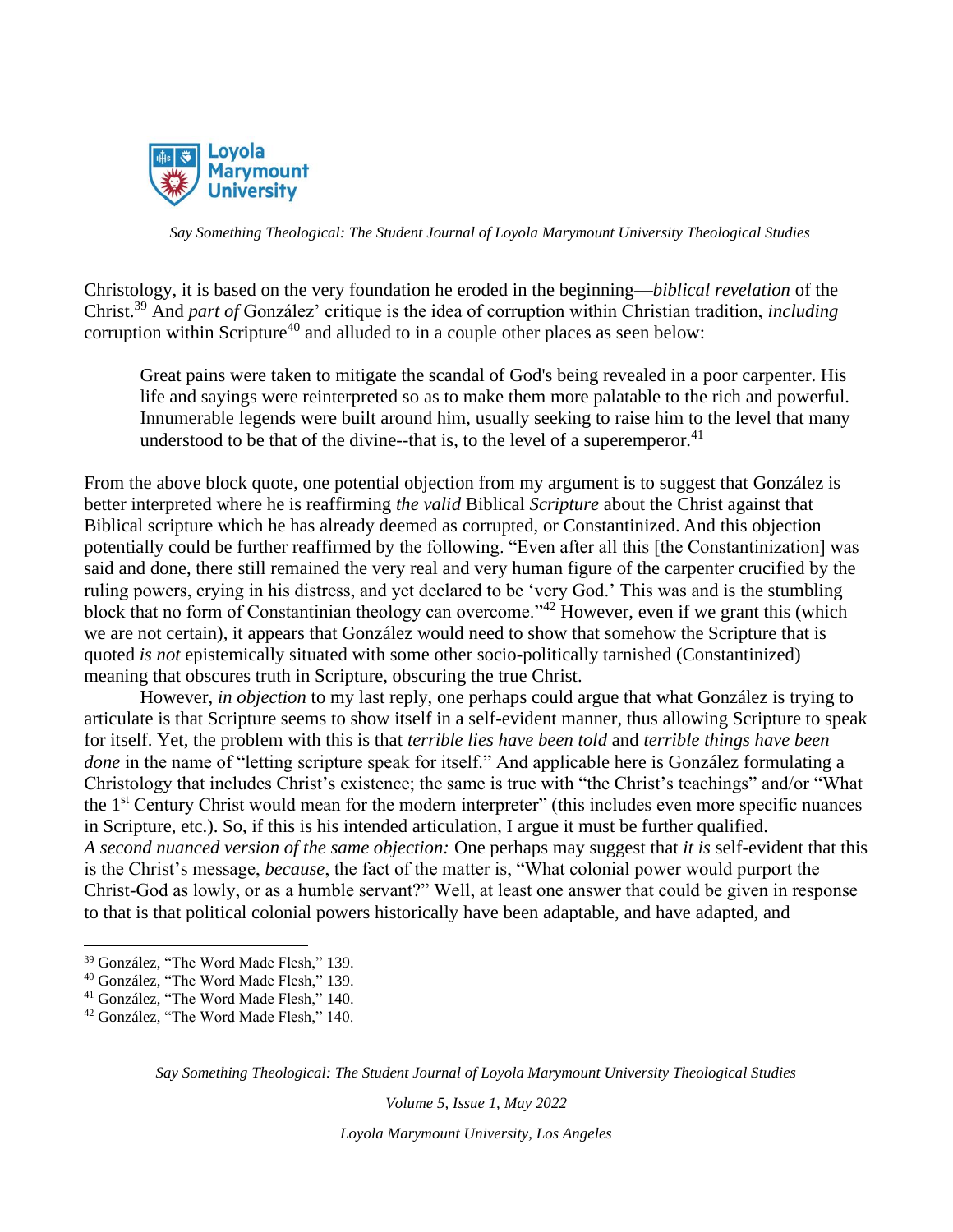Christology, it is based on the very foundation he eroded in the beginning—*biblical revelation* of the Christ.[39] And *part of* González' critique is the idea of corruption within Christian tradition, *including* corruption within Scripture[40] and alluded to in a couple other places as seen below:

> Great pains were taken to mitigate the scandal of God's being revealed in a poor carpenter. His life and sayings were reinterpreted so as to make them more palatable to the rich and powerful. Innumerable legends were built around him, usually seeking to raise him to the level that many understood to be that of the divine--that is, to the level of a superemperor.[41]

From the above block quote, one potential objection from my argument is to suggest that González is better interpreted where he is reaffirming *the valid* Biblical *Scripture* about the Christ against that Biblical scripture which he has already deemed as corrupted, or Constantinized. And this objection potentially could be further reaffirmed by the following. "Even after all this [the Constantinization] was said and done, there still remained the very real and very human figure of the carpenter crucified by the ruling powers, crying in his distress, and yet declared to be 'very God.' This was and is the stumbling block that no form of Constantinian theology can overcome."[42] However, even if we grant this (which we are not certain), it appears that González would need to show that somehow the Scripture that is quoted *is not* epistemically situated with some other socio-politically tarnished (Constantinized) meaning that obscures truth in Scripture, obscuring the true Christ.

However, *in objection* to my last reply, one perhaps could argue that what González is trying to articulate is that Scripture seems to show itself in a self-evident manner, thus allowing Scripture to speak for itself. Yet, the problem with this is that *terrible lies have been told* and *terrible things have been done* in the name of "letting scripture speak for itself." And applicable here is González formulating a Christology that includes Christ's existence; the same is true with "the Christ's teachings" and/or "What the 1st Century Christ would mean for the modern interpreter" (this includes even more specific nuances in Scripture, etc.). So, if this is his intended articulation, I argue it must be further qualified.

*A second nuanced version of the same objection:* One perhaps may suggest that *it is* self-evident that this is the Christ's message, *because*, the fact of the matter is, "What colonial power would purport the Christ-God as lowly, or as a humble servant?" Well, at least one answer that could be given in response to that is that political colonial powers historically have been adaptable, and have adapted, and

---

[39] González, "The Word Made Flesh," 139.

[40] González, "The Word Made Flesh," 139.

[41] González, "The Word Made Flesh," 140.

[42] González, "The Word Made Flesh," 140.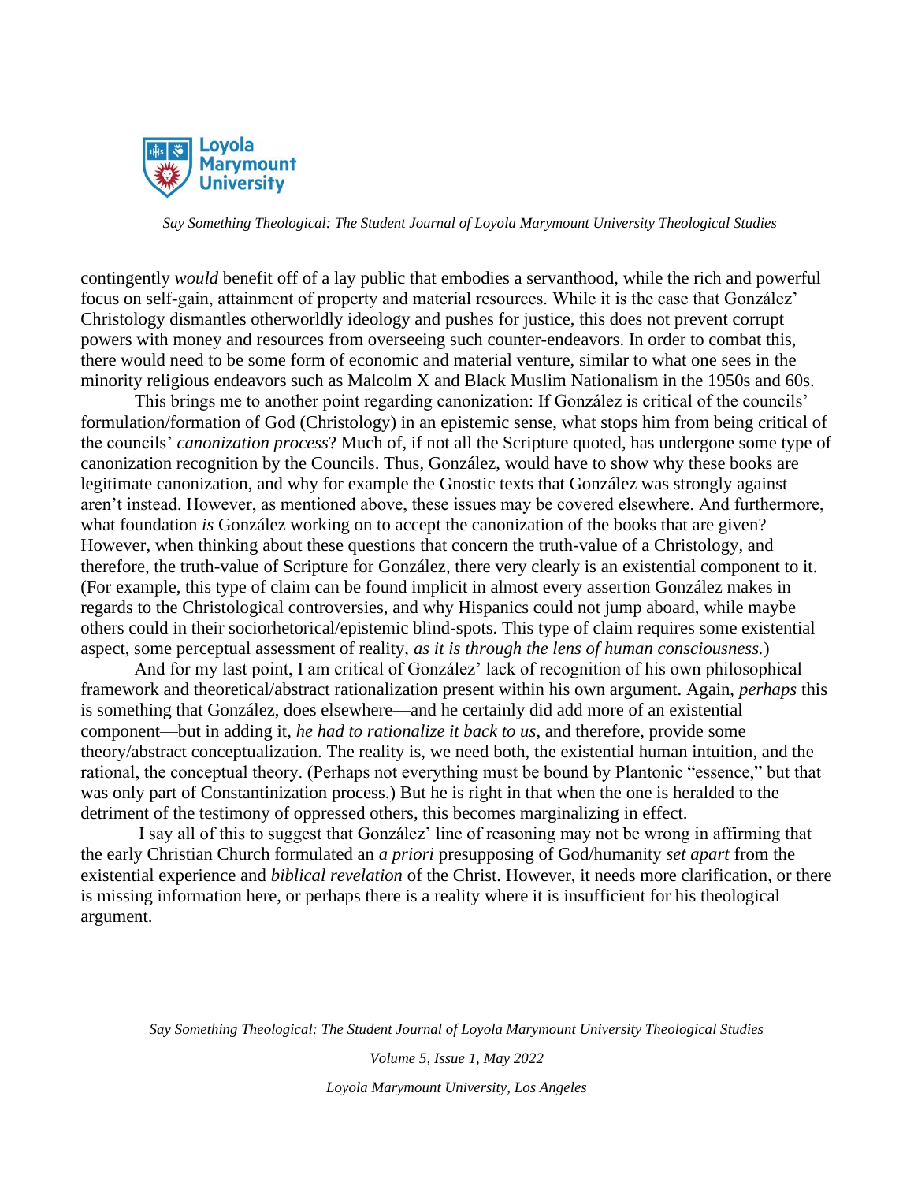contingently *would* benefit off of a lay public that embodies a servanthood, while the rich and powerful focus on self-gain, attainment of property and material resources. While it is the case that González' Christology dismantles otherworldly ideology and pushes for justice, this does not prevent corrupt powers with money and resources from overseeing such counter-endeavors. In order to combat this, there would need to be some form of economic and material venture, similar to what one sees in the minority religious endeavors such as Malcolm X and Black Muslim Nationalism in the 1950s and 60s.

This brings me to another point regarding canonization: If González is critical of the councils' formulation/formation of God (Christology) in an epistemic sense, what stops him from being critical of the councils' *canonization process*? Much of, if not all the Scripture quoted, has undergone some type of canonization recognition by the Councils. Thus, González, would have to show why these books are legitimate canonization, and why for example the Gnostic texts that González was strongly against aren't instead. However, as mentioned above, these issues may be covered elsewhere. And furthermore, what foundation *is* González working on to accept the canonization of the books that are given? However, when thinking about these questions that concern the truth-value of a Christology, and therefore, the truth-value of Scripture for González, there very clearly is an existential component to it. (For example, this type of claim can be found implicit in almost every assertion González makes in regards to the Christological controversies, and why Hispanics could not jump aboard, while maybe others could in their sociorhetorical/epistemic blind-spots. This type of claim requires some existential aspect, some perceptual assessment of reality, *as it is through the lens of human consciousness.*)

And for my last point, I am critical of González' lack of recognition of his own philosophical framework and theoretical/abstract rationalization present within his own argument. Again, *perhaps* this is something that González, does elsewhere—and he certainly did add more of an existential component—but in adding it, *he had to rationalize it back to us*, and therefore, provide some theory/abstract conceptualization. The reality is, we need both, the existential human intuition, and the rational, the conceptual theory. (Perhaps not everything must be bound by Plantonic "essence," but that was only part of Constantinization process.) But he is right in that when the one is heralded to the detriment of the testimony of oppressed others, this becomes marginalizing in effect.

I say all of this to suggest that González' line of reasoning may not be wrong in affirming that the early Christian Church formulated an *a priori* presupposing of God/humanity *set apart* from the existential experience and *biblical revelation* of the Christ. However, it needs more clarification, or there is missing information here, or perhaps there is a reality where it is insufficient for his theological argument.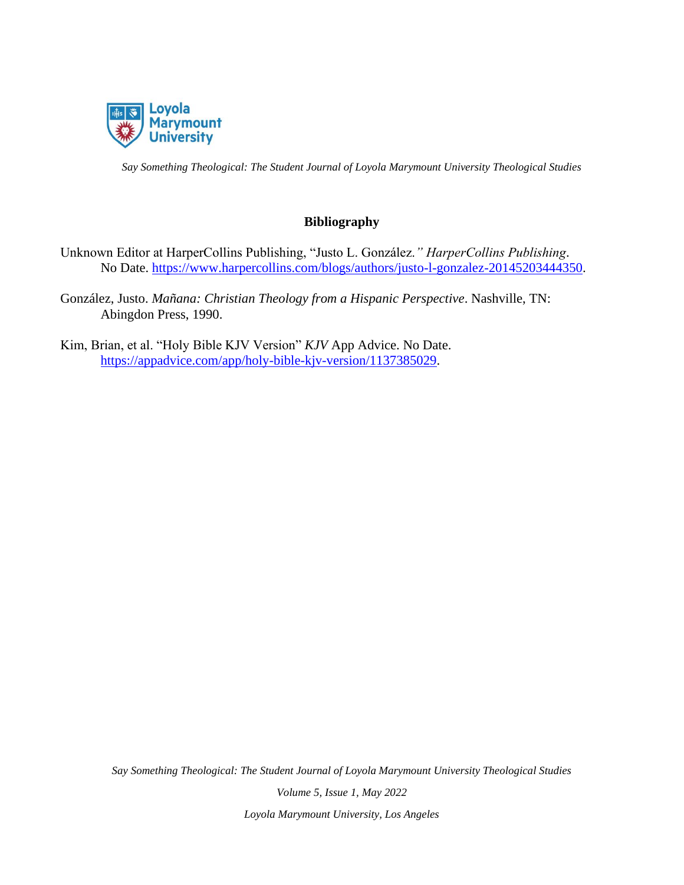## Bibliography

Unknown Editor at HarperCollins Publishing, "Justo L. González*." HarperCollins Publishing*. No Date. https://www.harpercollins.com/blogs/authors/justo-l-gonzalez-20145203444350.

González, Justo. *Mañana: Christian Theology from a Hispanic Perspective*. Nashville, TN: Abingdon Press, 1990.

Kim, Brian, et al. "Holy Bible KJV Version" *KJV* App Advice. No Date. https://appadvice.com/app/holy-bible-kjv-version/1137385029.